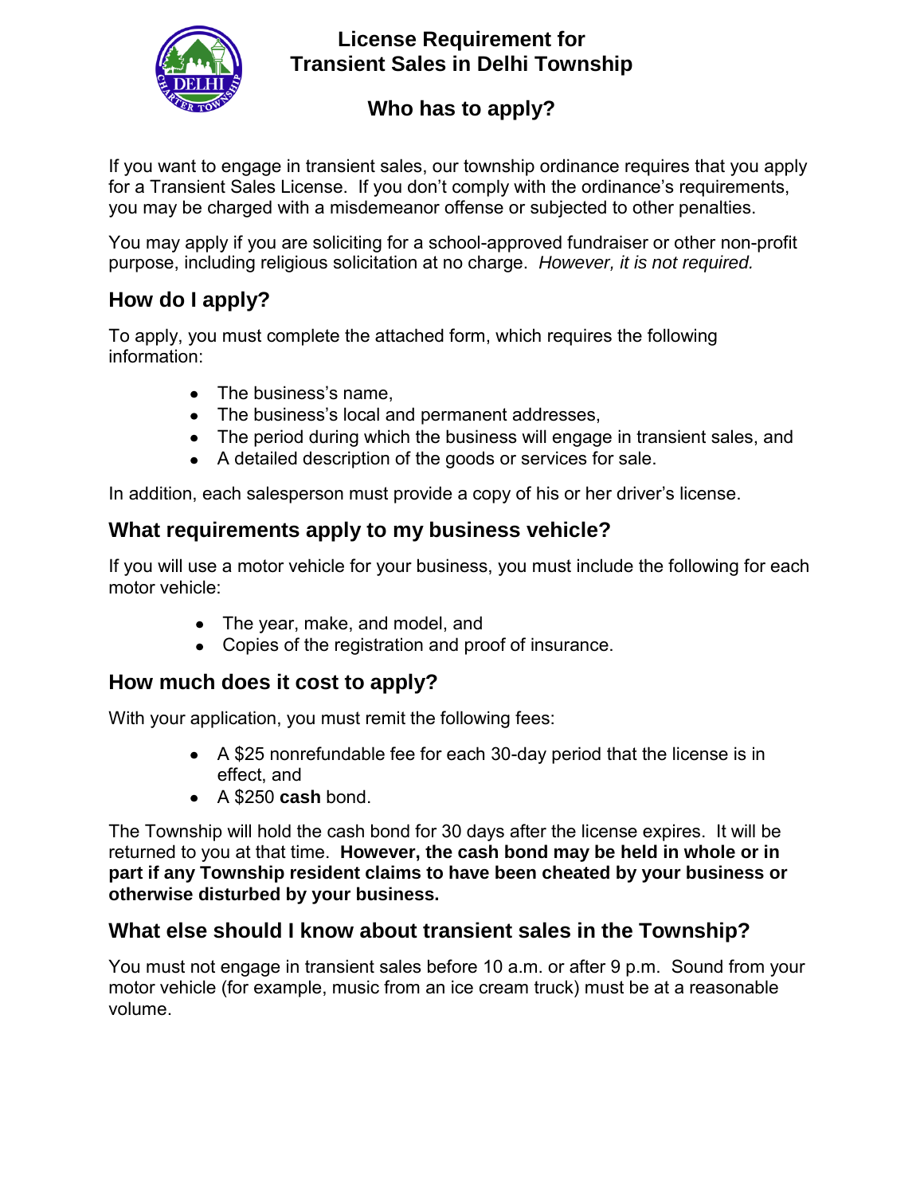# License Requirement for Transient Sales in Delhi Township

## Who has to apply?

If you want to engage in transient sales, our township ordinance requires that you apply for a Transient Sales License. If you don't comply with the ordinance's requirements, you may be charged with a misdemeanor offense or subjected to other penalties.

You may apply if you are soliciting for a school-approved fundraiser or other non-profit purpose, including religious solicitation at no charge. *However, it is not required.*

## How do I apply?

To apply, you must complete the attached form, which requires the following information:

- The business's name,
- The business's local and permanent addresses,
- The period during which the business will engage in transient sales, and
- A detailed description of the goods or services for sale.

In addition, each salesperson must provide a copy of his or her driver's license.

## What requirements apply to my business vehicle?

If you will use a motor vehicle for your business, you must include the following for each motor vehicle:

- The year, make, and model, and
- Copies of the registration and proof of insurance.

## How much does it cost to apply?

With your application, you must remit the following fees:

- A $25 nonrefundable fee for each 30-day period that the license is in effect, and
- A $250 **cash** bond.

The Township will hold the cash bond for 30 days after the license expires. It will be returned to you at that time. **However, the cash bond may be held in whole or in part if any Township resident claims to have been cheated by your business or otherwise disturbed by your business.**

## What else should I know about transient sales in the Township?

You must not engage in transient sales before 10 a.m. or after 9 p.m. Sound from your motor vehicle (for example, music from an ice cream truck) must be at a reasonable volume.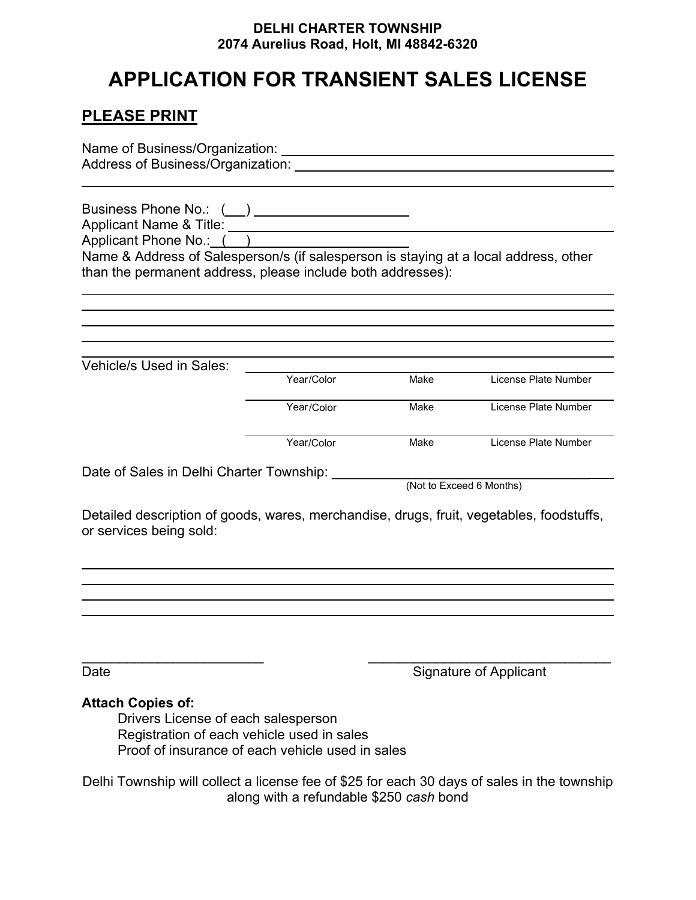**DELHI CHARTER TOWNSHIP**
**2074 Aurelius Road, Holt, MI 48842-6320**

# APPLICATION FOR TRANSIENT SALES LICENSE

## PLEASE PRINT

Name of Business/Organization: ______________________________________________
Address of Business/Organization: ____________________________________________
__________________________________________________________________________

Business Phone No.: (___) ____________________
Applicant Name & Title: ________________________________________________
Applicant Phone No.: (___) ____________________
Name & Address of Salesperson/s (if salesperson is staying at a local address, other than the permanent address, please include both addresses):

__________________________________________________________________________
__________________________________________________________________________
__________________________________________________________________________
__________________________________________________________________________
__________________________________________________________________________

Vehicle/s Used in Sales:

| Year/Color | Make | License Plate Number |
|---|---|---|
| | | |
| | | |
| | | |

Date of Sales in Delhi Charter Township: ________________________________
(Not to Exceed 6 Months)

Detailed description of goods, wares, merchandise, drugs, fruit, vegetables, foodstuffs, or services being sold:

__________________________________________________________________________
__________________________________________________________________________
__________________________________________________________________________
__________________________________________________________________________

________________________ ________________________________
Date Signature of Applicant

**Attach Copies of:**

- Drivers License of each salesperson
- Registration of each vehicle used in sales
- Proof of insurance of each vehicle used in sales

Delhi Township will collect a license fee of $25 for each 30 days of sales in the township along with a refundable $250 *cash* bond